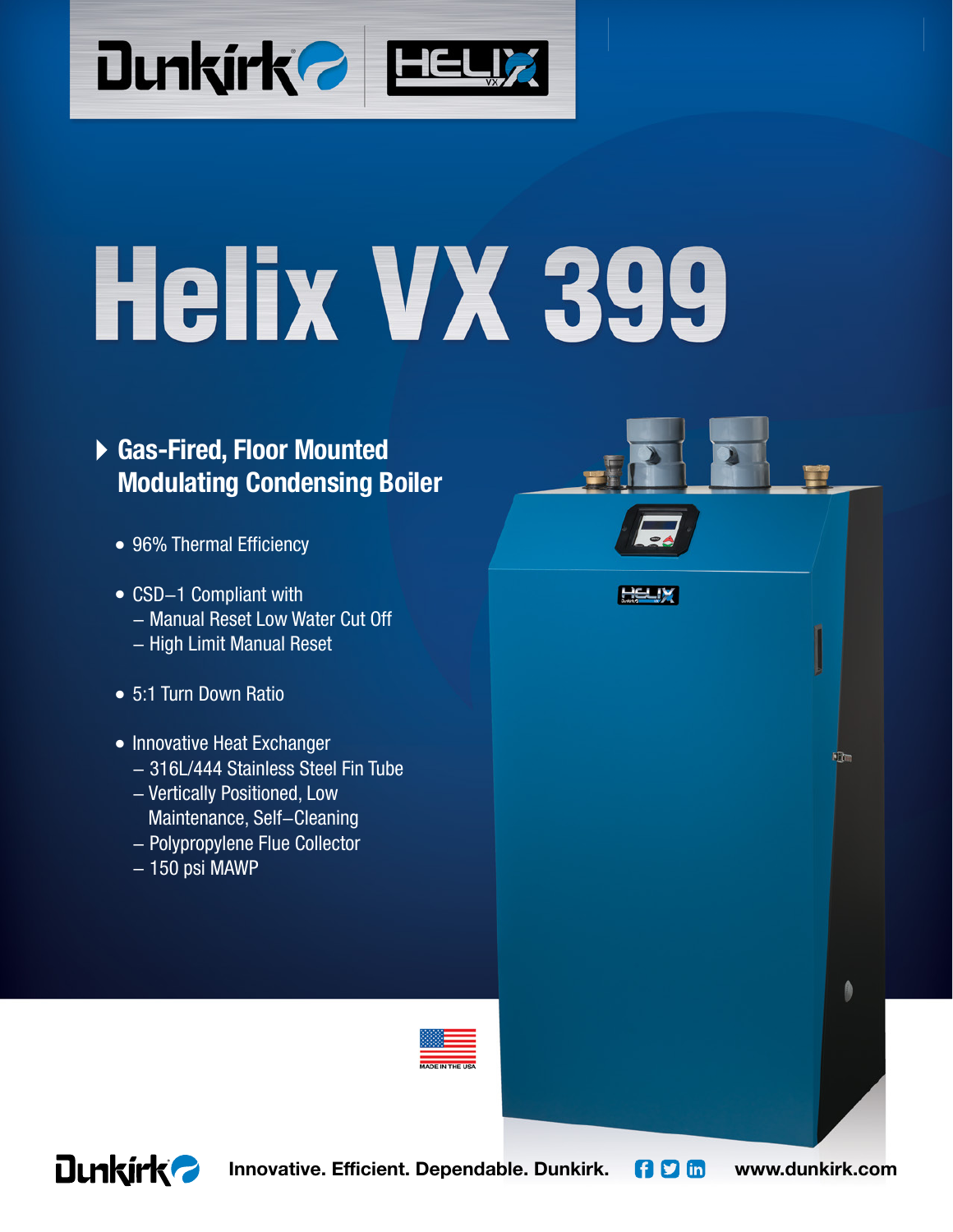# Helix VX 399

## Gas-Fired, Floor Mounted Modulating Condensing Boiler

- 96% Thermal Efficiency
- CSD–1 Compliant with
  - Manual Reset Low Water Cut Off
  - High Limit Manual Reset
- 5:1 Turn Down Ratio
- Innovative Heat Exchanger
  - 316L/444 Stainless Steel Fin Tube
  - Vertically Positioned, Low Maintenance, Self–Cleaning
  - Polypropylene Flue Collector
  - 150 psi MAWP

MADE IN THE USA

**Innovative. Efficient. Dependable. Dunkirk.** **www.dunkirk.com**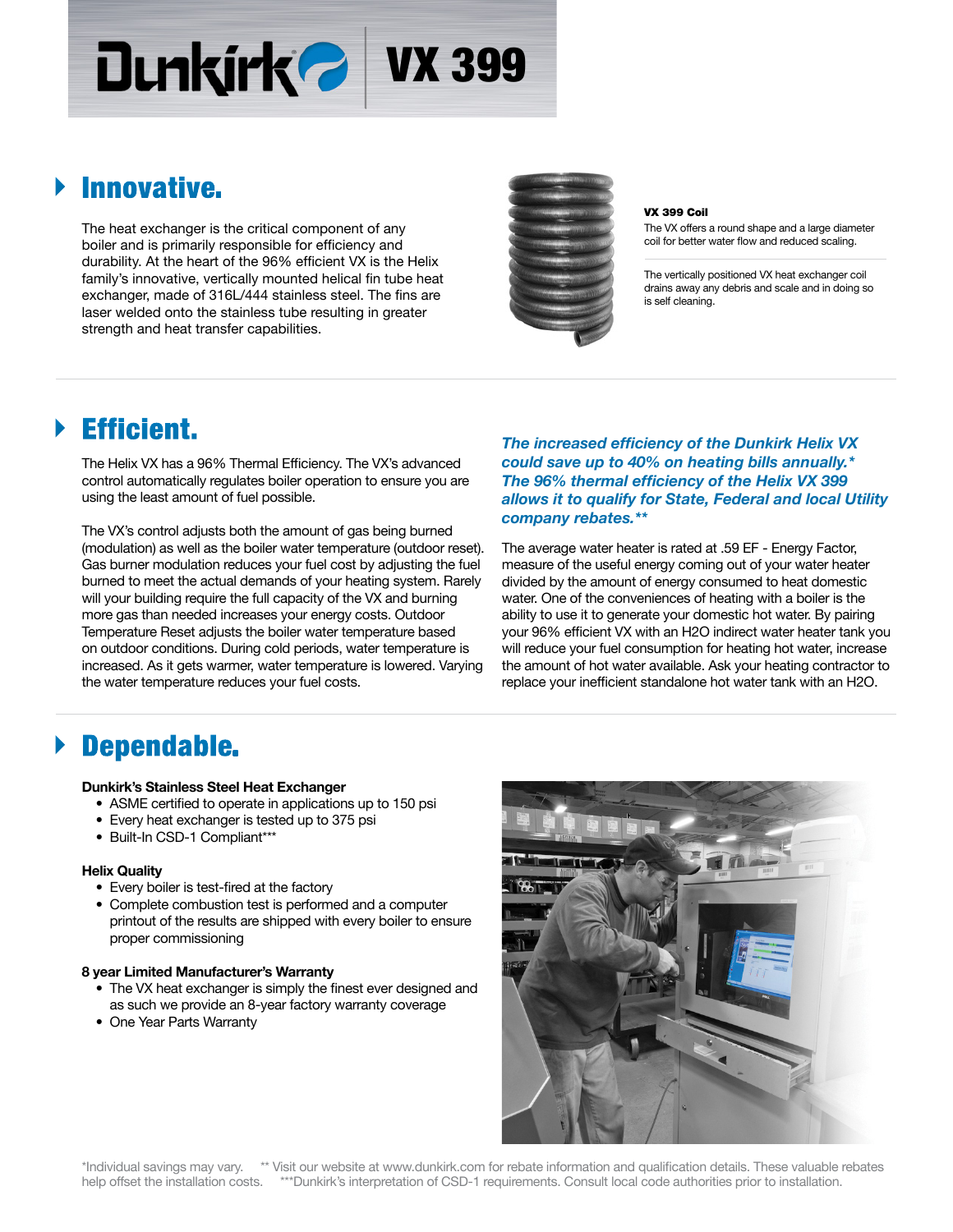# Dunkirk VX 399

## Innovative.

The heat exchanger is the critical component of any boiler and is primarily responsible for efficiency and durability. At the heart of the 96% efficient VX is the Helix family's innovative, vertically mounted helical fin tube heat exchanger, made of 316L/444 stainless steel. The fins are laser welded onto the stainless tube resulting in greater strength and heat transfer capabilities.

**VX 399 Coil**

The VX offers a round shape and a large diameter coil for better water flow and reduced scaling.

The vertically positioned VX heat exchanger coil drains away any debris and scale and in doing so is self cleaning.

## Efficient.

The Helix VX has a 96% Thermal Efficiency. The VX's advanced control automatically regulates boiler operation to ensure you are using the least amount of fuel possible.

The VX's control adjusts both the amount of gas being burned (modulation) as well as the boiler water temperature (outdoor reset). Gas burner modulation reduces your fuel cost by adjusting the fuel burned to meet the actual demands of your heating system. Rarely will your building require the full capacity of the VX and burning more gas than needed increases your energy costs. Outdoor Temperature Reset adjusts the boiler water temperature based on outdoor conditions. During cold periods, water temperature is increased. As it gets warmer, water temperature is lowered. Varying the water temperature reduces your fuel costs.

***The increased efficiency of the Dunkirk Helix VX could save up to 40% on heating bills annually.* The 96% thermal efficiency of the Helix VX 399 allows it to qualify for State, Federal and local Utility company rebates.****

The average water heater is rated at .59 EF - Energy Factor, measure of the useful energy coming out of your water heater divided by the amount of energy consumed to heat domestic water. One of the conveniences of heating with a boiler is the ability to use it to generate your domestic hot water. By pairing your 96% efficient VX with an H2O indirect water heater tank you will reduce your fuel consumption for heating hot water, increase the amount of hot water available. Ask your heating contractor to replace your inefficient standalone hot water tank with an H2O.

## Dependable.

**Dunkirk's Stainless Steel Heat Exchanger**

- ASME certified to operate in applications up to 150 psi
- Every heat exchanger is tested up to 375 psi
- Built-In CSD-1 Compliant***

**Helix Quality**

- Every boiler is test-fired at the factory
- Complete combustion test is performed and a computer printout of the results are shipped with every boiler to ensure proper commissioning

**8 year Limited Manufacturer's Warranty**

- The VX heat exchanger is simply the finest ever designed and as such we provide an 8-year factory warranty coverage
- One Year Parts Warranty

*Individual savings may vary. ** Visit our website at www.dunkirk.com for rebate information and qualification details. These valuable rebates help offset the installation costs. ***Dunkirk's interpretation of CSD-1 requirements. Consult local code authorities prior to installation.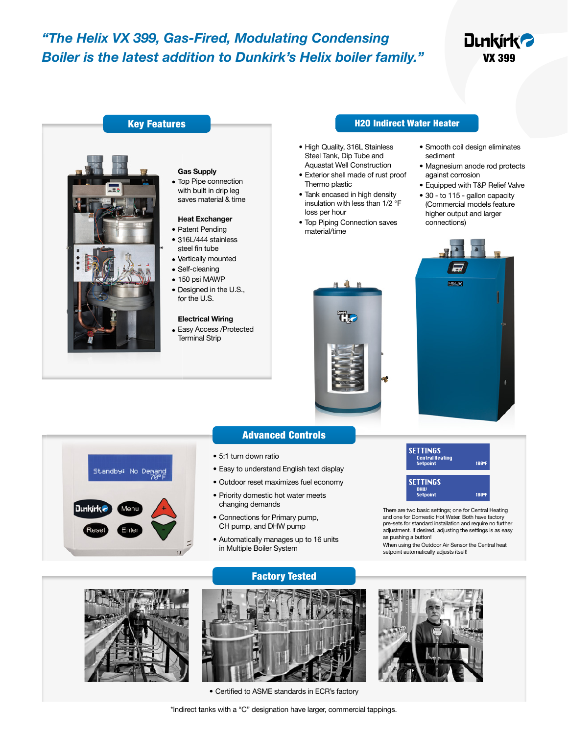*"The Helix VX 399, Gas-Fired, Modulating Condensing Boiler is the latest addition to Dunkirk's Helix boiler family."*

**Dunkirk**
**VX 399**

## Key Features

**Gas Supply**
- Top Pipe connection with built in drip leg saves material & time

**Heat Exchanger**
- Patent Pending
- 316L/444 stainless steel fin tube
- Vertically mounted
- Self-cleaning
- 150 psi MAWP
- Designed in the U.S., for the U.S.

**Electrical Wiring**
- Easy Access /Protected Terminal Strip

## H20 Indirect Water Heater

- High Quality, 316L Stainless Steel Tank, Dip Tube and Aquastat Well Construction
- Exterior shell made of rust proof Thermo plastic
- Tank encased in high density insulation with less than 1/2 °F loss per hour
- Top Piping Connection saves material/time
- Smooth coil design eliminates sediment
- Magnesium anode rod protects against corrosion
- Equipped with T&P Relief Valve
- 30 - to 115 - gallon capacity (Commercial models feature higher output and larger connections)

## Advanced Controls

- 5:1 turn down ratio
- Easy to understand English text display
- Outdoor reset maximizes fuel economy
- Priority domestic hot water meets changing demands
- Connections for Primary pump, CH pump, and DHW pump
- Automatically manages up to 16 units in Multiple Boiler System

**SETTINGS**
Central Heating Setpoint 180°F

**SETTINGS**
DHW Setpoint 180°F

There are two basic settings; one for Central Heating and one for Domestic Hot Water. Both have factory pre-sets for standard installation and require no further adjustment. If desired, adjusting the settings is as easy as pushing a button!
When using the Outdoor Air Sensor the Central heat setpoint automatically adjusts itself!

## Factory Tested

- Certified to ASME standards in ECR's factory

*Indirect tanks with a "C" designation have larger, commercial tappings.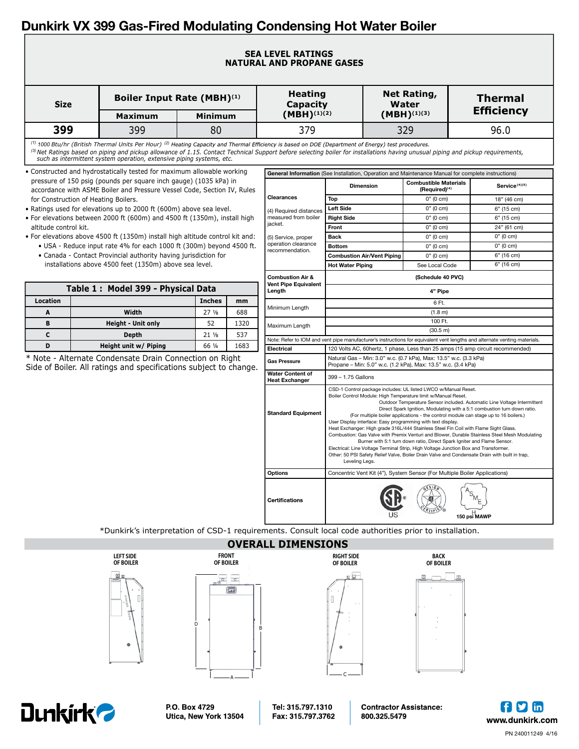# Dunkirk VX 399 Gas-Fired Modulating Condensing Hot Water Boiler

## SEA LEVEL RATINGS
## NATURAL AND PROPANE GASES

| Size | Boiler Input Rate (MBH)[1] | | Heating Capacity (MBH)[1][2] | Net Rating, Water (MBH)[1][3] | Thermal Efficiency |
|---|---|---|---|---|---|
| | Maximum | Minimum | | | |
| **399** | 399 | 80 | 379 | 329 | 96.0 |

*[1] 1000 Btu/hr (British Thermal Units Per Hour) [2] Heating Capacity and Thermal Efficiency is based on DOE (Department of Energy) test procedures.*
*[3] Net Ratings based on piping and pickup allowance of 1.15. Contact Technical Support before selecting boiler for installations having unusual piping and pickup requirements, such as intermittent system operation, extensive piping systems, etc.*

- Constructed and hydrostatically tested for maximum allowable working pressure of 150 psig (pounds per square inch gauge) (1035 kPa) in accordance with ASME Boiler and Pressure Vessel Code, Section IV, Rules for Construction of Heating Boilers.
- Ratings used for elevations up to 2000 ft (600m) above sea level.
- For elevations between 2000 ft (600m) and 4500 ft (1350m), install high altitude control kit.
- For elevations above 4500 ft (1350m) install high altitude control kit and:
  - USA - Reduce input rate 4% for each 1000 ft (300m) beyond 4500 ft.
  - Canada - Contact Provincial authority having jurisdiction for installations above 4500 feet (1350m) above sea level.

**Table 1 : Model 399 - Physical Data**

| Location | | Inches | mm |
|---|---|---|---|
| A | Width | 27 ⅛ | 688 |
| B | Height - Unit only | 52 | 1320 |
| C | Depth | 21 ⅛ | 537 |
| D | Height unit w/ Piping | 66 ¼ | 1683 |

\* Note - Alternate Condensate Drain Connection on Right Side of Boiler. All ratings and specifications subject to change.

**General Information** (See Installation, Operation and Maintenance Manual for complete instructions)

| Clearances (4) Required distances measured from boiler jacket. (5) Service, proper operation clearance recommendation. | Dimension | Combustible Materials (Required)[4] | Service[4][5] |
|---|---|---|---|
| | Top | 0" (0 cm) | 18" (46 cm) |
| | Left Side | 0" (0 cm) | 6" (15 cm) |
| | Right Side | 0" (0 cm) | 6" (15 cm) |
| | Front | 0" (0 cm) | 24" (61 cm) |
| | Back | 0" (0 cm) | 0" (0 cm) |
| | Bottom | 0" (0 cm) | 0" (0 cm) |
| | Combustion Air/Vent Piping | 0" (0 cm) | 6" (16 cm) |
| | Hot Water Piping | See Local Code | 6" (16 cm) |

| | |
|---|---|
| **Combustion Air & Vent Pipe Equivalent Length** | (Schedule 40 PVC) 4" Pipe |
| Minimum Length | 6 Ft. (1.8 m) |
| Maximum Length | 100 Ft. (30.5 m) |
| Note: Refer to IOM and vent pipe manufacturer's instructions for equivalent vent lengths and alternate venting materials. | |
| **Electrical** | 120 Volts AC, 60hertz, 1 phase, Less than 25 amps (15 amp circuit recommended) |
| **Gas Pressure** | Natural Gas – Min: 3.0" w.c. (0.7 kPa), Max: 13.5" w.c. (3.3 kPa)<br>Propane – Min: 5.0" w.c. (1.2 kPa), Max: 13.5" w.c. (3.4 kPa) |
| **Water Content of Heat Exchanger** | 399 – 1.75 Gallons |
| **Standard Equipment** | CSD-1 Control package includes: UL listed LWCO w/Manual Reset.<br>Boiler Control Module: High Temperature limit w/Manual Reset. Outdoor Temperature Sensor included. Automatic Line Voltage Intermittent Direct Spark Ignition, Modulating with a 5:1 combustion turn down ratio. (For multiple boiler applications - the control module can stage up to 16 boilers.)<br>User Display interface: Easy programming with text display.<br>Heat Exchanger: High grade 316L/444 Stainless Steel Fin Coil with Flame Sight Glass.<br>Combustion: Gas Valve with Premix Venturi and Blower, Durable Stainless Steel Mesh Modulating Burner with 5:1 turn down ratio, Direct Spark Igniter and Flame Sensor.<br>Electrical: Line Voltage Terminal Strip, High Voltage Junction Box and Transformer.<br>Other: 50 PSI Safety Relief Valve, Boiler Drain Valve and Condensate Drain with built in trap, Leveling Legs. |
| **Options** | Concentric Vent Kit (4"), System Sensor (For Multiple Boiler Applications) |
| **Certifications** | US; 150 psi MAWP |

*Dunkirk's interpretation of CSD-1 requirements. Consult local code authorities prior to installation.

## OVERALL DIMENSIONS

LEFT SIDE OF BOILER

FRONT OF BOILER

RIGHT SIDE OF BOILER

BACK OF BOILER

D B A C

Dunkirk

P.O. Box 4729
Utica, New York 13504

Tel: 315.797.1310
Fax: 315.797.3762

Contractor Assistance:
800.325.5479

www.dunkirk.com

PN 240011249 4/16